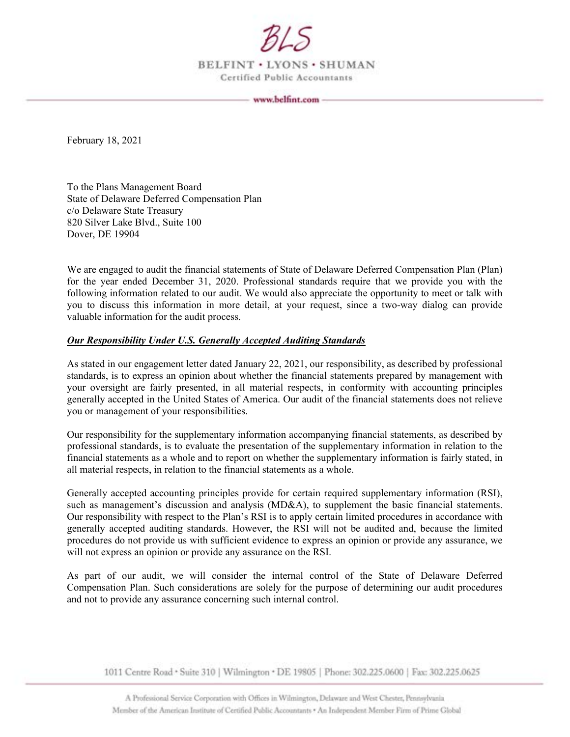BLS

BELFINT • LYONS • SHUMAN

Certified Public Accountants

www.belfint.com

February 18, 2021

To the Plans Management Board
State of Delaware Deferred Compensation Plan
c/o Delaware State Treasury
820 Silver Lake Blvd., Suite 100
Dover, DE 19904

We are engaged to audit the financial statements of State of Delaware Deferred Compensation Plan (Plan) for the year ended December 31, 2020. Professional standards require that we provide you with the following information related to our audit. We would also appreciate the opportunity to meet or talk with you to discuss this information in more detail, at your request, since a two-way dialog can provide valuable information for the audit process.

***Our Responsibility Under U.S. Generally Accepted Auditing Standards***

As stated in our engagement letter dated January 22, 2021, our responsibility, as described by professional standards, is to express an opinion about whether the financial statements prepared by management with your oversight are fairly presented, in all material respects, in conformity with accounting principles generally accepted in the United States of America. Our audit of the financial statements does not relieve you or management of your responsibilities.

Our responsibility for the supplementary information accompanying financial statements, as described by professional standards, is to evaluate the presentation of the supplementary information in relation to the financial statements as a whole and to report on whether the supplementary information is fairly stated, in all material respects, in relation to the financial statements as a whole.

Generally accepted accounting principles provide for certain required supplementary information (RSI), such as management's discussion and analysis (MD&A), to supplement the basic financial statements. Our responsibility with respect to the Plan's RSI is to apply certain limited procedures in accordance with generally accepted auditing standards. However, the RSI will not be audited and, because the limited procedures do not provide us with sufficient evidence to express an opinion or provide any assurance, we will not express an opinion or provide any assurance on the RSI.

As part of our audit, we will consider the internal control of the State of Delaware Deferred Compensation Plan. Such considerations are solely for the purpose of determining our audit procedures and not to provide any assurance concerning such internal control.

1011 Centre Road • Suite 310 | Wilmington • DE 19805 | Phone: 302.225.0600 | Fax: 302.225.0625

A Professional Service Corporation with Offices in Wilmington, Delaware and West Chester, Pennsylvania
Member of the American Institute of Certified Public Accountants • An Independent Member Firm of Prime Global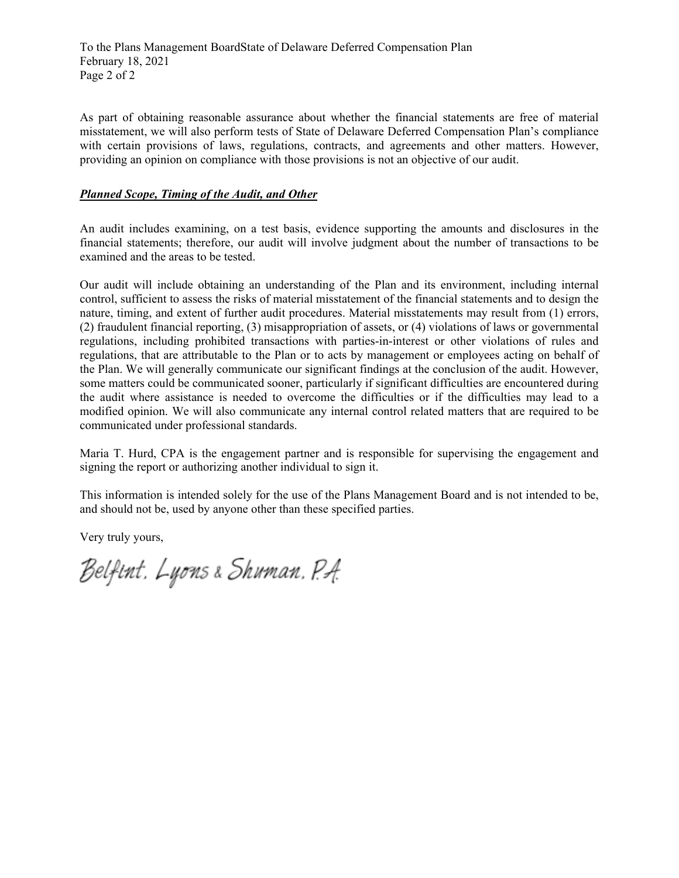As part of obtaining reasonable assurance about whether the financial statements are free of material misstatement, we will also perform tests of State of Delaware Deferred Compensation Plan's compliance with certain provisions of laws, regulations, contracts, and agreements and other matters. However, providing an opinion on compliance with those provisions is not an objective of our audit.

***Planned Scope, Timing of the Audit, and Other***

An audit includes examining, on a test basis, evidence supporting the amounts and disclosures in the financial statements; therefore, our audit will involve judgment about the number of transactions to be examined and the areas to be tested.

Our audit will include obtaining an understanding of the Plan and its environment, including internal control, sufficient to assess the risks of material misstatement of the financial statements and to design the nature, timing, and extent of further audit procedures. Material misstatements may result from (1) errors, (2) fraudulent financial reporting, (3) misappropriation of assets, or (4) violations of laws or governmental regulations, including prohibited transactions with parties-in-interest or other violations of rules and regulations, that are attributable to the Plan or to acts by management or employees acting on behalf of the Plan. We will generally communicate our significant findings at the conclusion of the audit. However, some matters could be communicated sooner, particularly if significant difficulties are encountered during the audit where assistance is needed to overcome the difficulties or if the difficulties may lead to a modified opinion. We will also communicate any internal control related matters that are required to be communicated under professional standards.

Maria T. Hurd, CPA is the engagement partner and is responsible for supervising the engagement and signing the report or authorizing another individual to sign it.

This information is intended solely for the use of the Plans Management Board and is not intended to be, and should not be, used by anyone other than these specified parties.

Very truly yours,

Belfint, Lyons & Shuman, P.A.